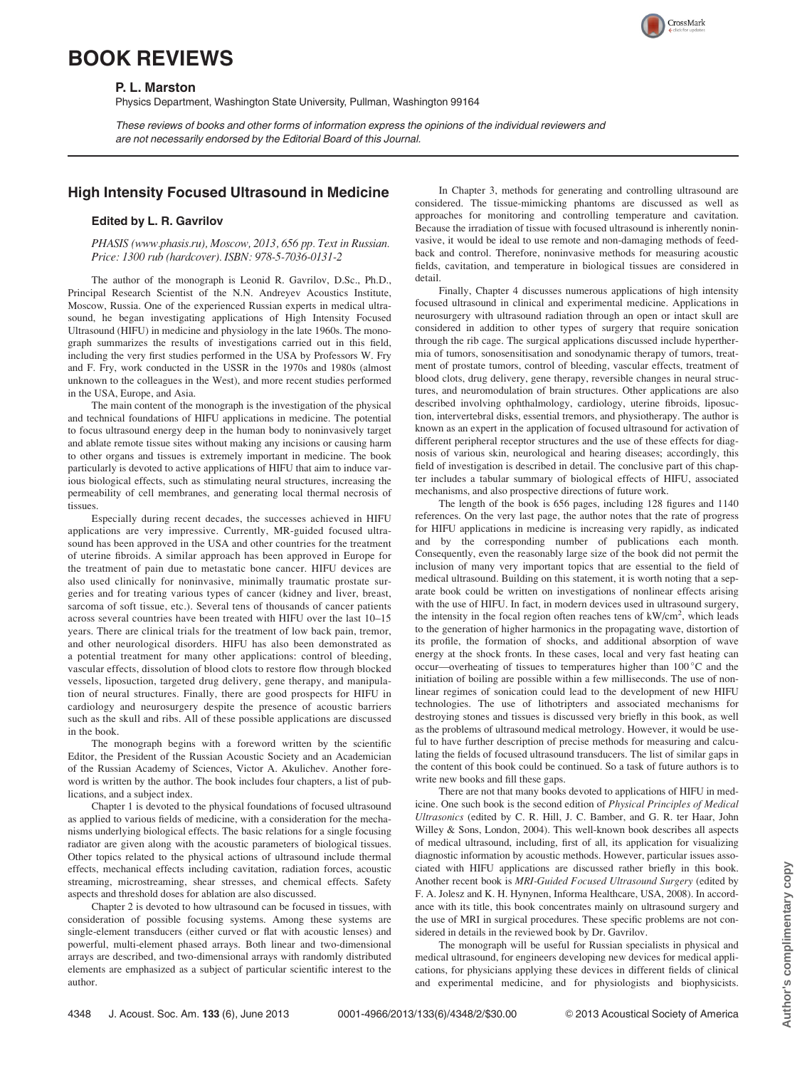# BOOK REVIEWS

**P. L. Marston**

Physics Department, Washington State University, Pullman, Washington 99164

*These reviews of books and other forms of information express the opinions of the individual reviewers and are not necessarily endorsed by the Editorial Board of this Journal.*

## High Intensity Focused Ultrasound in Medicine

### Edited by L. R. Gavrilov

*PHASIS (www.phasis.ru), Moscow, 2013, 656 pp. Text in Russian. Price: 1300 rub (hardcover). ISBN: 978-5-7036-0131-2*

The author of the monograph is Leonid R. Gavrilov, D.Sc., Ph.D., Principal Research Scientist of the N.N. Andreyev Acoustics Institute, Moscow, Russia. One of the experienced Russian experts in medical ultrasound, he began investigating applications of High Intensity Focused Ultrasound (HIFU) in medicine and physiology in the late 1960s. The monograph summarizes the results of investigations carried out in this field, including the very first studies performed in the USA by Professors W. Fry and F. Fry, work conducted in the USSR in the 1970s and 1980s (almost unknown to the colleagues in the West), and more recent studies performed in the USA, Europe, and Asia.

The main content of the monograph is the investigation of the physical and technical foundations of HIFU applications in medicine. The potential to focus ultrasound energy deep in the human body to noninvasively target and ablate remote tissue sites without making any incisions or causing harm to other organs and tissues is extremely important in medicine. The book particularly is devoted to active applications of HIFU that aim to induce various biological effects, such as stimulating neural structures, increasing the permeability of cell membranes, and generating local thermal necrosis of tissues.

Especially during recent decades, the successes achieved in HIFU applications are very impressive. Currently, MR-guided focused ultrasound has been approved in the USA and other countries for the treatment of uterine fibroids. A similar approach has been approved in Europe for the treatment of pain due to metastatic bone cancer. HIFU devices are also used clinically for noninvasive, minimally traumatic prostate surgeries and for treating various types of cancer (kidney and liver, breast, sarcoma of soft tissue, etc.). Several tens of thousands of cancer patients across several countries have been treated with HIFU over the last 10–15 years. There are clinical trials for the treatment of low back pain, tremor, and other neurological disorders. HIFU has also been demonstrated as a potential treatment for many other applications: control of bleeding, vascular effects, dissolution of blood clots to restore flow through blocked vessels, liposuction, targeted drug delivery, gene therapy, and manipulation of neural structures. Finally, there are good prospects for HIFU in cardiology and neurosurgery despite the presence of acoustic barriers such as the skull and ribs. All of these possible applications are discussed in the book.

The monograph begins with a foreword written by the scientific Editor, the President of the Russian Acoustic Society and an Academician of the Russian Academy of Sciences, Victor A. Akulichev. Another foreword is written by the author. The book includes four chapters, a list of publications, and a subject index.

Chapter 1 is devoted to the physical foundations of focused ultrasound as applied to various fields of medicine, with a consideration for the mechanisms underlying biological effects. The basic relations for a single focusing radiator are given along with the acoustic parameters of biological tissues. Other topics related to the physical actions of ultrasound include thermal effects, mechanical effects including cavitation, radiation forces, acoustic streaming, microstreaming, shear stresses, and chemical effects. Safety aspects and threshold doses for ablation are also discussed.

Chapter 2 is devoted to how ultrasound can be focused in tissues, with consideration of possible focusing systems. Among these systems are single-element transducers (either curved or flat with acoustic lenses) and powerful, multi-element phased arrays. Both linear and two-dimensional arrays are described, and two-dimensional arrays with randomly distributed elements are emphasized as a subject of particular scientific interest to the author.

In Chapter 3, methods for generating and controlling ultrasound are considered. The tissue-mimicking phantoms are discussed as well as approaches for monitoring and controlling temperature and cavitation. Because the irradiation of tissue with focused ultrasound is inherently noninvasive, it would be ideal to use remote and non-damaging methods of feedback and control. Therefore, noninvasive methods for measuring acoustic fields, cavitation, and temperature in biological tissues are considered in detail.

Finally, Chapter 4 discusses numerous applications of high intensity focused ultrasound in clinical and experimental medicine. Applications in neurosurgery with ultrasound radiation through an open or intact skull are considered in addition to other types of surgery that require sonication through the rib cage. The surgical applications discussed include hyperthermia of tumors, sonosensitisation and sonodynamic therapy of tumors, treatment of prostate tumors, control of bleeding, vascular effects, treatment of blood clots, drug delivery, gene therapy, reversible changes in neural structures, and neuromodulation of brain structures. Other applications are also described involving ophthalmology, cardiology, uterine fibroids, liposuction, intervertebral disks, essential tremors, and physiotherapy. The author is known as an expert in the application of focused ultrasound for activation of different peripheral receptor structures and the use of these effects for diagnosis of various skin, neurological and hearing diseases; accordingly, this field of investigation is described in detail. The conclusive part of this chapter includes a tabular summary of biological effects of HIFU, associated mechanisms, and also prospective directions of future work.

The length of the book is 656 pages, including 128 figures and 1140 references. On the very last page, the author notes that the rate of progress for HIFU applications in medicine is increasing very rapidly, as indicated and by the corresponding number of publications each month. Consequently, even the reasonably large size of the book did not permit the inclusion of many very important topics that are essential to the field of medical ultrasound. Building on this statement, it is worth noting that a separate book could be written on investigations of nonlinear effects arising with the use of HIFU. In fact, in modern devices used in ultrasound surgery, the intensity in the focal region often reaches tens of kW/cm$^2$, which leads to the generation of higher harmonics in the propagating wave, distortion of its profile, the formation of shocks, and additional absorption of wave energy at the shock fronts. In these cases, local and very fast heating can occur—overheating of tissues to temperatures higher than 100 °C and the initiation of boiling are possible within a few milliseconds. The use of nonlinear regimes of sonication could lead to the development of new HIFU technologies. The use of lithotripters and associated mechanisms for destroying stones and tissues is discussed very briefly in this book, as well as the problems of ultrasound medical metrology. However, it would be useful to have further description of precise methods for measuring and calculating the fields of focused ultrasound transducers. The list of similar gaps in the content of this book could be continued. So a task of future authors is to write new books and fill these gaps.

There are not that many books devoted to applications of HIFU in medicine. One such book is the second edition of *Physical Principles of Medical Ultrasonics* (edited by C. R. Hill, J. C. Bamber, and G. R. ter Haar, John Willey & Sons, London, 2004). This well-known book describes all aspects of medical ultrasound, including, first of all, its application for visualizing diagnostic information by acoustic methods. However, particular issues associated with HIFU applications are discussed rather briefly in this book. Another recent book is *MRI-Guided Focused Ultrasound Surgery* (edited by F. A. Jolesz and K. H. Hynynen, Informa Healthcare, USA, 2008). In accordance with its title, this book concentrates mainly on ultrasound surgery and the use of MRI in surgical procedures. These specific problems are not considered in details in the reviewed book by Dr. Gavrilov.

The monograph will be useful for Russian specialists in physical and medical ultrasound, for engineers developing new devices for medical applications, for physicians applying these devices in different fields of clinical and experimental medicine, and for physiologists and biophysicists.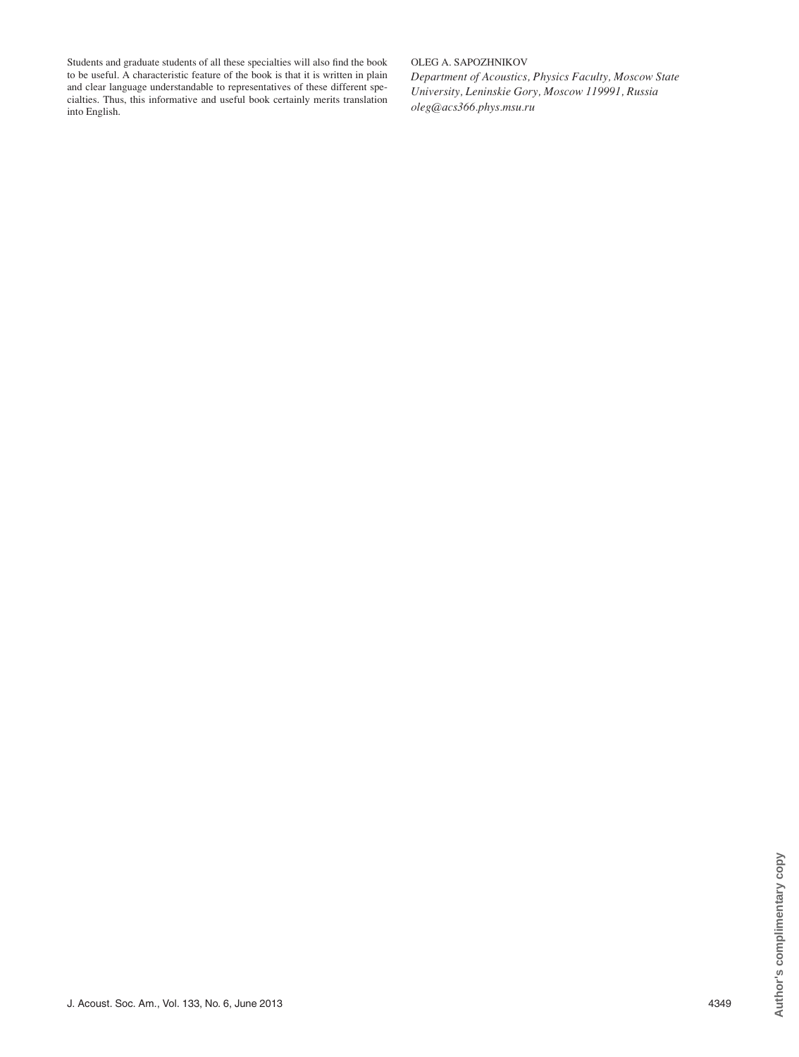Students and graduate students of all these specialties will also find the book to be useful. A characteristic feature of the book is that it is written in plain and clear language understandable to representatives of these different specialties. Thus, this informative and useful book certainly merits translation into English.

OLEG A. SAPOZHNIKOV

*Department of Acoustics, Physics Faculty, Moscow State University, Leninskie Gory, Moscow 119991, Russia*
*oleg@acs366.phys.msu.ru*